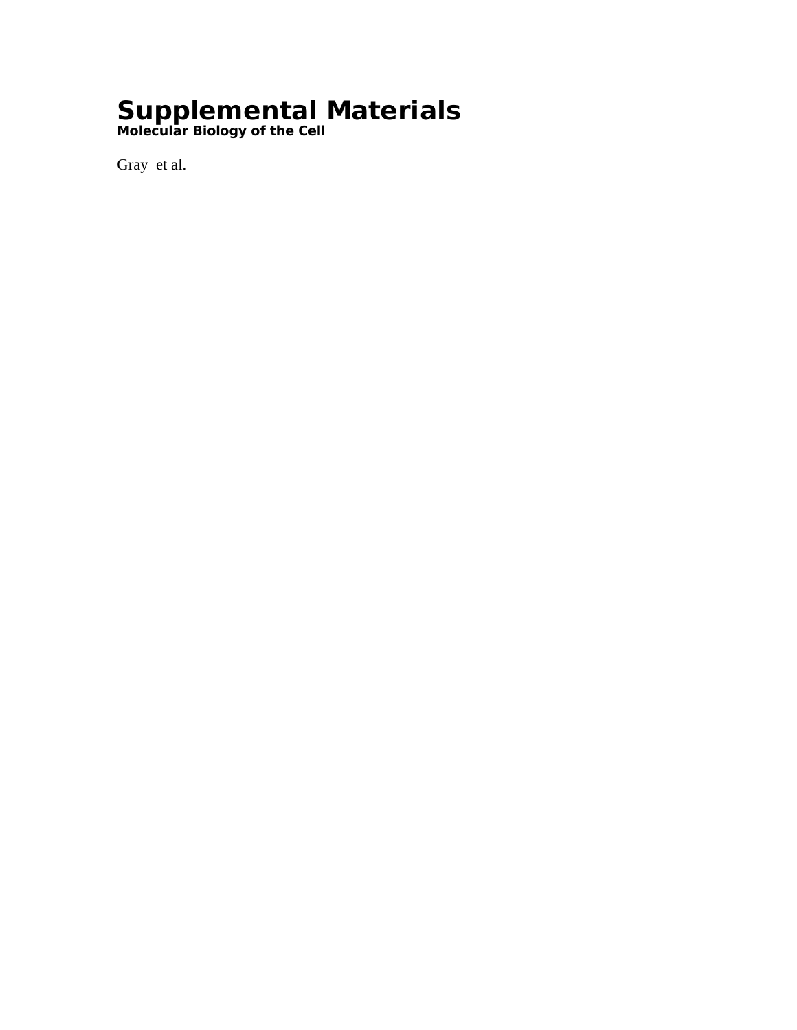# Supplemental Materials

**Molecular Biology of the Cell**

Gray et al.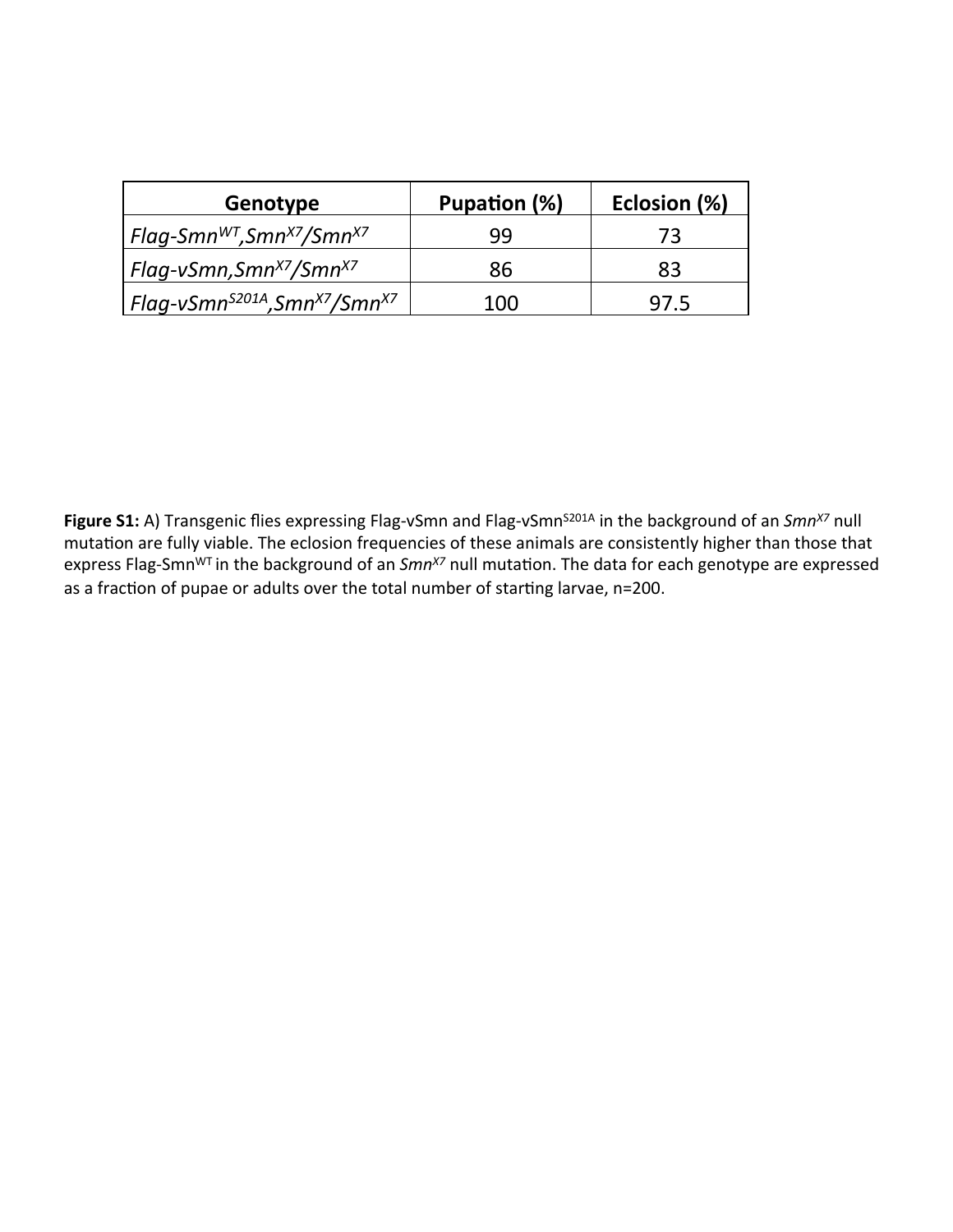| Genotype | Pupation (%) | Eclosion (%) |
|---|---|---|
| *Flag-Smn$^{WT}$,Smn$^{X7}$/Smn$^{X7}$* | 99 | 73 |
| *Flag-vSmn,Smn$^{X7}$/Smn$^{X7}$* | 86 | 83 |
| *Flag-vSmn$^{S201A}$,Smn$^{X7}$/Smn$^{X7}$* | 100 | 97.5 |

**Figure S1:** A) Transgenic flies expressing Flag-vSmn and Flag-vSmn$^{S201A}$ in the background of an *Smn$^{X7}$* null mutation are fully viable. The eclosion frequencies of these animals are consistently higher than those that express Flag-Smn$^{WT}$ in the background of an *Smn$^{X7}$* null mutation. The data for each genotype are expressed as a fraction of pupae or adults over the total number of starting larvae, n=200.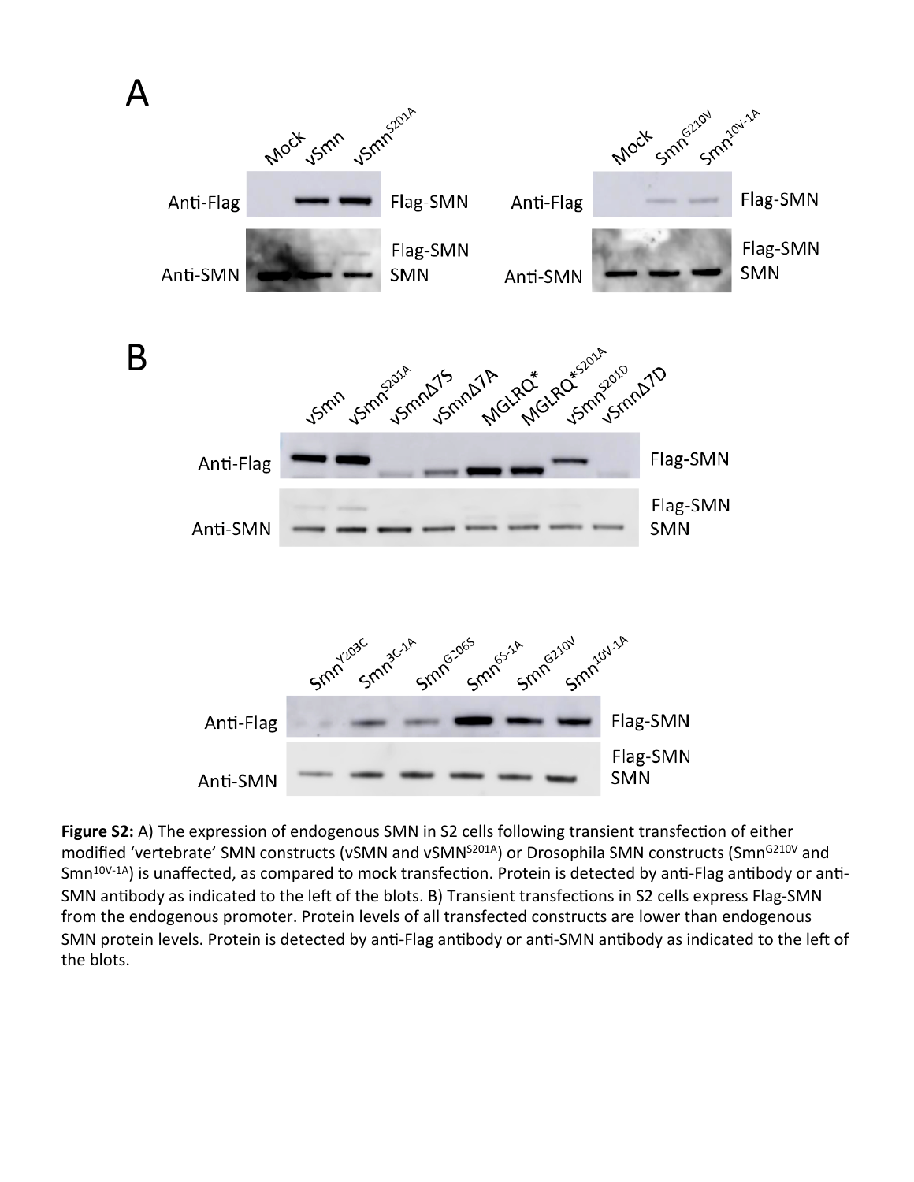**Figure S2:** A) The expression of endogenous SMN in S2 cells following transient transfection of either modified 'vertebrate' SMN constructs (vSMN and vSMN$^{S201A}$) or Drosophila SMN constructs (Smn$^{G210V}$ and Smn$^{10V\text{-}1A}$) is unaffected, as compared to mock transfection. Protein is detected by anti-Flag antibody or anti-SMN antibody as indicated to the left of the blots. B) Transient transfections in S2 cells express Flag-SMN from the endogenous promoter. Protein levels of all transfected constructs are lower than endogenous SMN protein levels. Protein is detected by anti-Flag antibody or anti-SMN antibody as indicated to the left of the blots.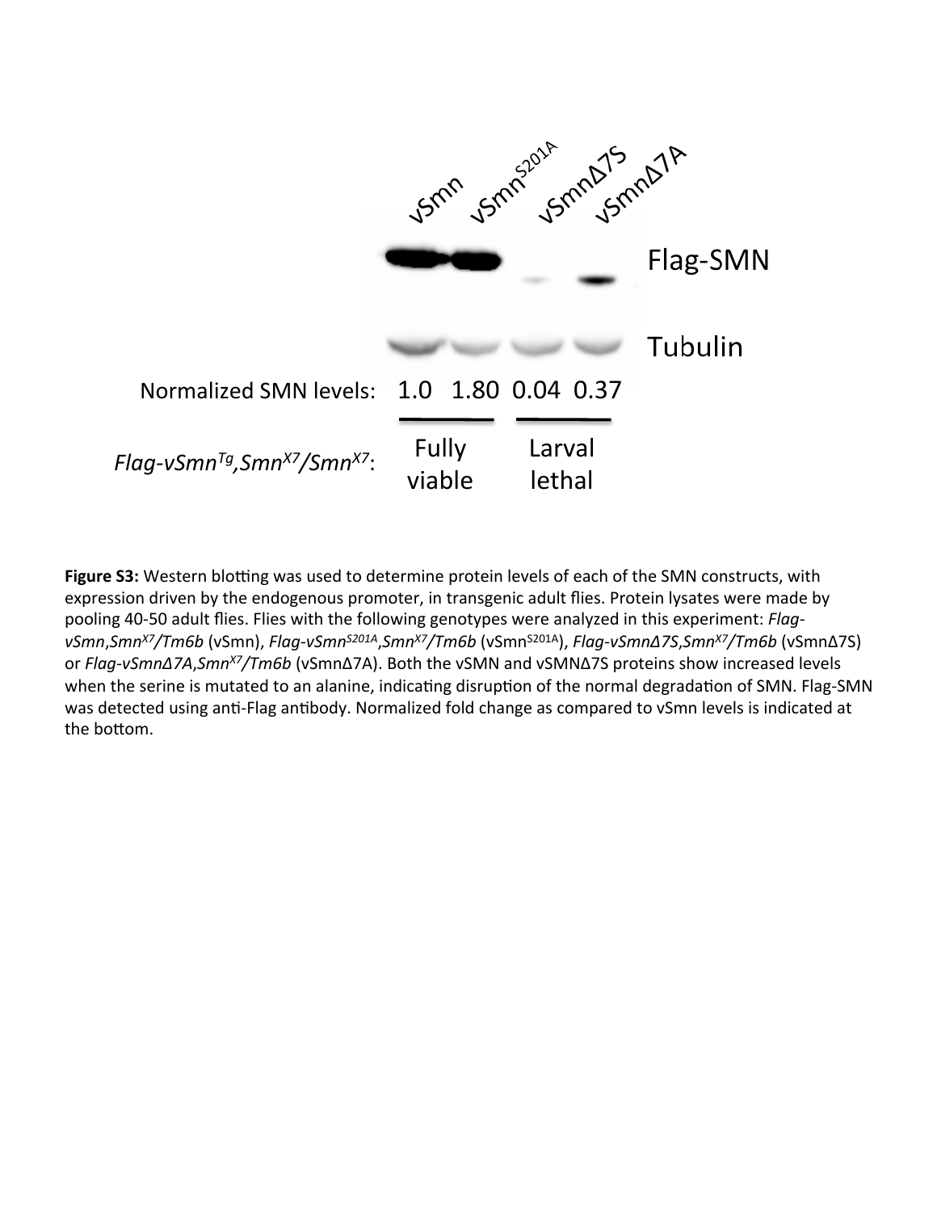vSmn vSmn$^{S201A}$ vSmnΔ7S vSmnΔ7A

Flag-SMN

Tubulin

Normalized SMN levels: 1.0 1.80 0.04 0.37

*Flag-vSmn$^{Tg}$,Smn$^{X7}$/Smn$^{X7}$*: Fully viable | Larval lethal

**Figure S3:** Western blotting was used to determine protein levels of each of the SMN constructs, with expression driven by the endogenous promoter, in transgenic adult flies. Protein lysates were made by pooling 40-50 adult flies. Flies with the following genotypes were analyzed in this experiment: *Flag-vSmn*,*Smn$^{X7}$/Tm6b* (vSmn), *Flag-vSmn$^{S201A}$*,*Smn$^{X7}$/Tm6b* (vSmn$^{S201A}$), *Flag-vSmnΔ7S*,*Smn$^{X7}$/Tm6b* (vSmnΔ7S) or *Flag-vSmnΔ7A*,*Smn$^{X7}$/Tm6b* (vSmnΔ7A). Both the vSMN and vSMNΔ7S proteins show increased levels when the serine is mutated to an alanine, indicating disruption of the normal degradation of SMN. Flag-SMN was detected using anti-Flag antibody. Normalized fold change as compared to vSmn levels is indicated at the bottom.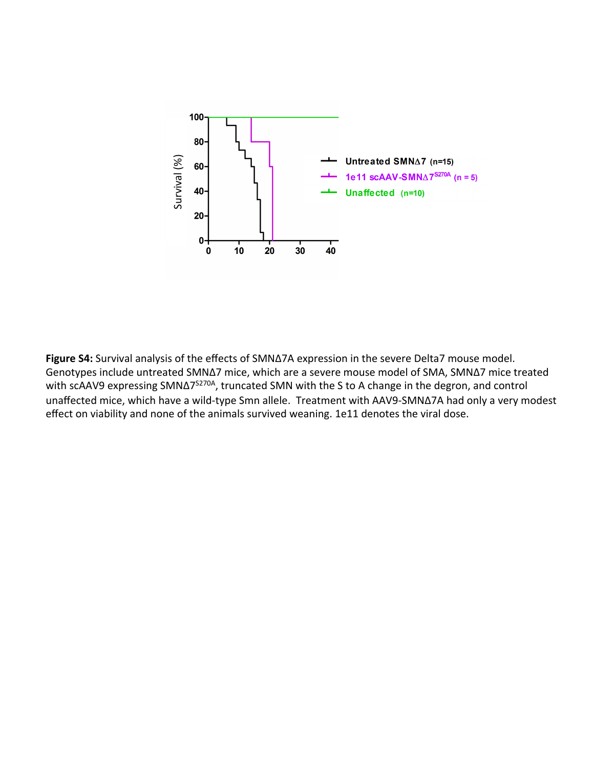Survival (%)

100

80

60

40

20

0

0

10

20

30

40

Untreated SMNΔ7 (n=15)

1e11 scAAV-SMNΔ7$^{S270A}$ (n = 5)

Unaffected (n=10)

**Figure S4:** Survival analysis of the effects of SMNΔ7A expression in the severe Delta7 mouse model. Genotypes include untreated SMNΔ7 mice, which are a severe mouse model of SMA, SMNΔ7 mice treated with scAAV9 expressing SMNΔ7$^{S270A}$, truncated SMN with the S to A change in the degron, and control unaffected mice, which have a wild-type Smn allele. Treatment with AAV9-SMNΔ7A had only a very modest effect on viability and none of the animals survived weaning. 1e11 denotes the viral dose.